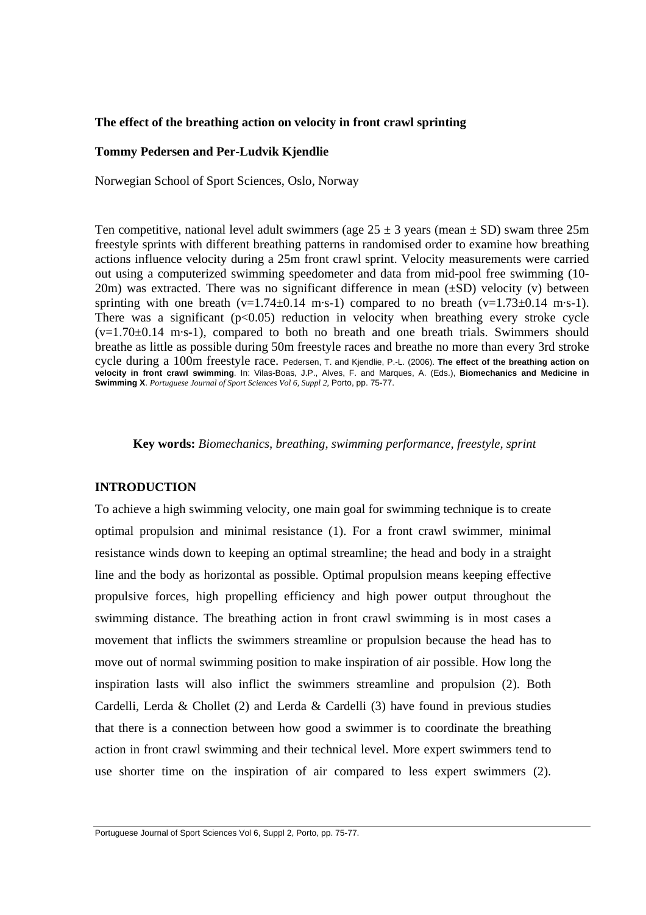**The effect of the breathing action on velocity in front crawl sprinting**

**Tommy Pedersen and Per-Ludvik Kjendlie**

Norwegian School of Sport Sciences, Oslo, Norway

Ten competitive, national level adult swimmers (age 25 ± 3 years (mean ± SD) swam three 25m freestyle sprints with different breathing patterns in randomised order to examine how breathing actions influence velocity during a 25m front crawl sprint. Velocity measurements were carried out using a computerized swimming speedometer and data from mid-pool free swimming (10-20m) was extracted. There was no significant difference in mean (±SD) velocity (v) between sprinting with one breath (v=1.74±0.14 m·s-1) compared to no breath (v=1.73±0.14 m·s-1). There was a significant ($p<0.05$) reduction in velocity when breathing every stroke cycle (v=1.70±0.14 m·s-1), compared to both no breath and one breath trials. Swimmers should breathe as little as possible during 50m freestyle races and breathe no more than every 3rd stroke cycle during a 100m freestyle race. Pedersen, T. and Kjendlie, P.-L. (2006). **The effect of the breathing action on velocity in front crawl swimming**. In: Vilas-Boas, J.P., Alves, F. and Marques, A. (Eds.), **Biomechanics and Medicine in Swimming X**. *Portuguese Journal of Sport Sciences Vol 6, Suppl 2*, Porto, pp. 75-77.

**Key words:** *Biomechanics, breathing, swimming performance, freestyle, sprint*

## INTRODUCTION

To achieve a high swimming velocity, one main goal for swimming technique is to create optimal propulsion and minimal resistance (1). For a front crawl swimmer, minimal resistance winds down to keeping an optimal streamline; the head and body in a straight line and the body as horizontal as possible. Optimal propulsion means keeping effective propulsive forces, high propelling efficiency and high power output throughout the swimming distance. The breathing action in front crawl swimming is in most cases a movement that inflicts the swimmers streamline or propulsion because the head has to move out of normal swimming position to make inspiration of air possible. How long the inspiration lasts will also inflict the swimmers streamline and propulsion (2). Both Cardelli, Lerda & Chollet (2) and Lerda & Cardelli (3) have found in previous studies that there is a connection between how good a swimmer is to coordinate the breathing action in front crawl swimming and their technical level. More expert swimmers tend to use shorter time on the inspiration of air compared to less expert swimmers (2).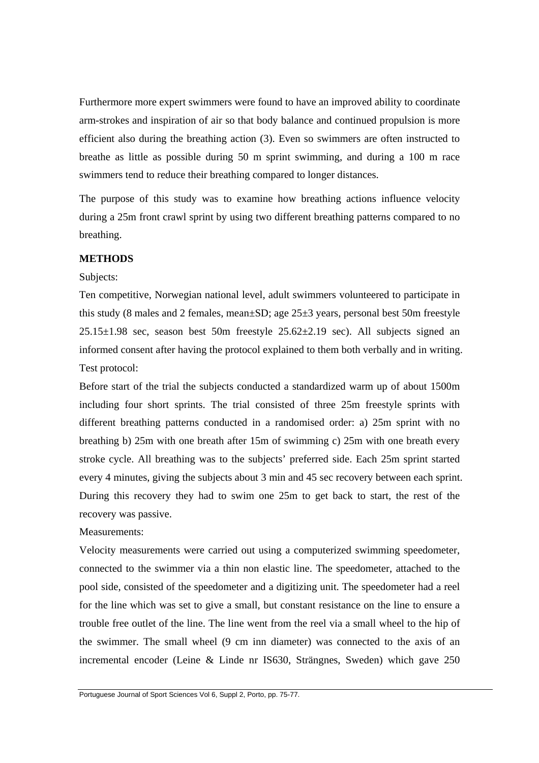Furthermore more expert swimmers were found to have an improved ability to coordinate arm-strokes and inspiration of air so that body balance and continued propulsion is more efficient also during the breathing action (3). Even so swimmers are often instructed to breathe as little as possible during 50 m sprint swimming, and during a 100 m race swimmers tend to reduce their breathing compared to longer distances.

The purpose of this study was to examine how breathing actions influence velocity during a 25m front crawl sprint by using two different breathing patterns compared to no breathing.

**METHODS**

Subjects:

Ten competitive, Norwegian national level, adult swimmers volunteered to participate in this study (8 males and 2 females, mean±SD; age 25±3 years, personal best 50m freestyle 25.15±1.98 sec, season best 50m freestyle 25.62±2.19 sec). All subjects signed an informed consent after having the protocol explained to them both verbally and in writing.

Test protocol:

Before start of the trial the subjects conducted a standardized warm up of about 1500m including four short sprints. The trial consisted of three 25m freestyle sprints with different breathing patterns conducted in a randomised order: a) 25m sprint with no breathing b) 25m with one breath after 15m of swimming c) 25m with one breath every stroke cycle. All breathing was to the subjects' preferred side. Each 25m sprint started every 4 minutes, giving the subjects about 3 min and 45 sec recovery between each sprint. During this recovery they had to swim one 25m to get back to start, the rest of the recovery was passive.

Measurements:

Velocity measurements were carried out using a computerized swimming speedometer, connected to the swimmer via a thin non elastic line. The speedometer, attached to the pool side, consisted of the speedometer and a digitizing unit. The speedometer had a reel for the line which was set to give a small, but constant resistance on the line to ensure a trouble free outlet of the line. The line went from the reel via a small wheel to the hip of the swimmer. The small wheel (9 cm inn diameter) was connected to the axis of an incremental encoder (Leine & Linde nr IS630, Strängnes, Sweden) which gave 250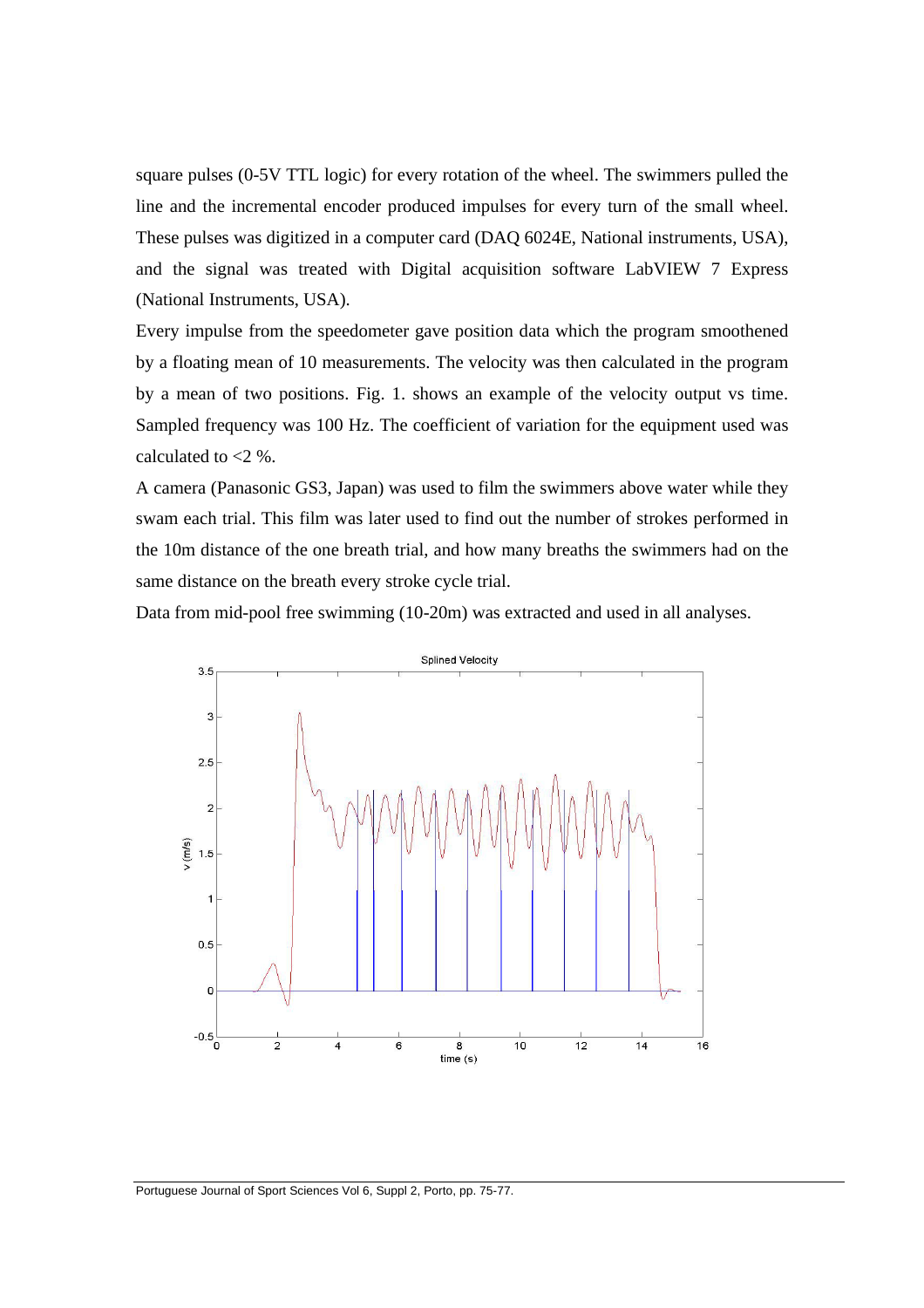square pulses (0-5V TTL logic) for every rotation of the wheel. The swimmers pulled the line and the incremental encoder produced impulses for every turn of the small wheel. These pulses was digitized in a computer card (DAQ 6024E, National instruments, USA), and the signal was treated with Digital acquisition software LabVIEW 7 Express (National Instruments, USA).

Every impulse from the speedometer gave position data which the program smoothened by a floating mean of 10 measurements. The velocity was then calculated in the program by a mean of two positions. Fig. 1. shows an example of the velocity output vs time. Sampled frequency was 100 Hz. The coefficient of variation for the equipment used was calculated to <2 %.

A camera (Panasonic GS3, Japan) was used to film the swimmers above water while they swam each trial. This film was later used to find out the number of strokes performed in the 10m distance of the one breath trial, and how many breaths the swimmers had on the same distance on the breath every stroke cycle trial.

Data from mid-pool free swimming (10-20m) was extracted and used in all analyses.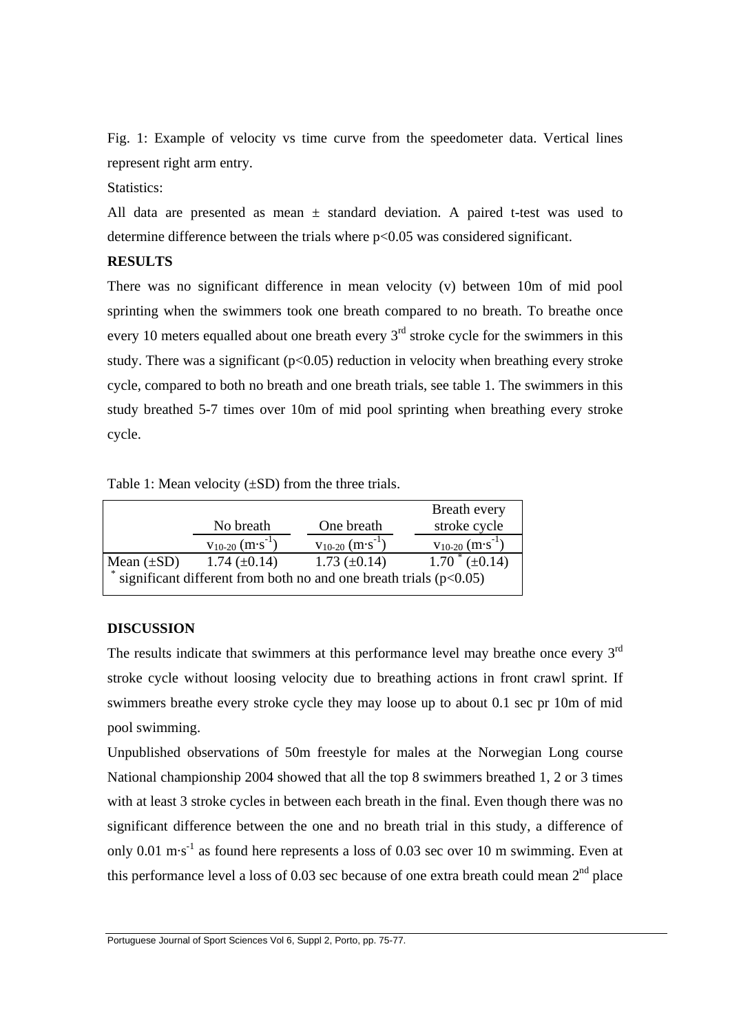Fig. 1: Example of velocity vs time curve from the speedometer data. Vertical lines represent right arm entry.

Statistics:

All data are presented as mean ± standard deviation. A paired t-test was used to determine difference between the trials where $p<0.05$ was considered significant.

## RESULTS

There was no significant difference in mean velocity (v) between 10m of mid pool sprinting when the swimmers took one breath compared to no breath. To breathe once every 10 meters equalled about one breath every 3rd stroke cycle for the swimmers in this study. There was a significant ($p<0.05$) reduction in velocity when breathing every stroke cycle, compared to both no breath and one breath trials, see table 1. The swimmers in this study breathed 5-7 times over 10m of mid pool sprinting when breathing every stroke cycle.

Table 1: Mean velocity (±SD) from the three trials.

| | No breath $v_{10\text{-}20}$ ($m \cdot s^{-1}$) | One breath $v_{10\text{-}20}$ ($m \cdot s^{-1}$) | Breath every stroke cycle $v_{10\text{-}20}$ ($m \cdot s^{-1}$) |
|---|---|---|---|
| Mean (±SD) | 1.74 (±0.14) | 1.73 (±0.14) | 1.70 * (±0.14) |

* significant different from both no and one breath trials ($p<0.05$)

## DISCUSSION

The results indicate that swimmers at this performance level may breathe once every 3rd stroke cycle without loosing velocity due to breathing actions in front crawl sprint. If swimmers breathe every stroke cycle they may loose up to about 0.1 sec pr 10m of mid pool swimming.

Unpublished observations of 50m freestyle for males at the Norwegian Long course National championship 2004 showed that all the top 8 swimmers breathed 1, 2 or 3 times with at least 3 stroke cycles in between each breath in the final. Even though there was no significant difference between the one and no breath trial in this study, a difference of only 0.01 $m \cdot s^{-1}$ as found here represents a loss of 0.03 sec over 10 m swimming. Even at this performance level a loss of 0.03 sec because of one extra breath could mean 2nd place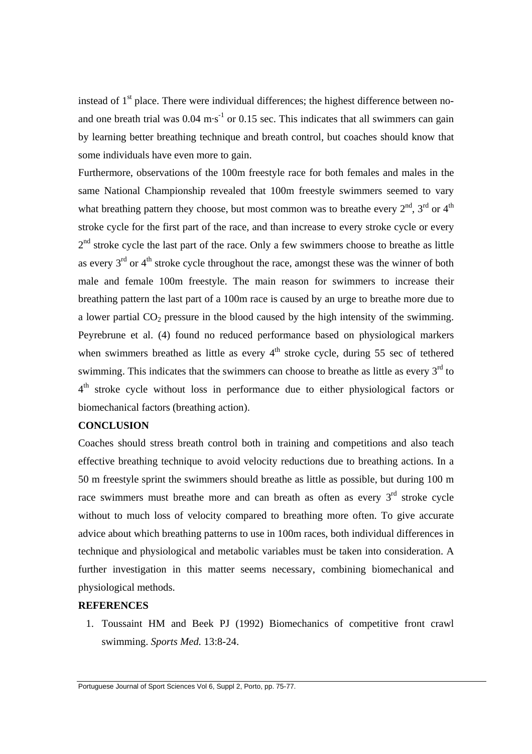instead of 1st place. There were individual differences; the highest difference between no- and one breath trial was 0.04 $m \cdot s^{-1}$ or 0.15 sec. This indicates that all swimmers can gain by learning better breathing technique and breath control, but coaches should know that some individuals have even more to gain.

Furthermore, observations of the 100m freestyle race for both females and males in the same National Championship revealed that 100m freestyle swimmers seemed to vary what breathing pattern they choose, but most common was to breathe every 2nd, 3rd or 4th stroke cycle for the first part of the race, and than increase to every stroke cycle or every 2nd stroke cycle the last part of the race. Only a few swimmers choose to breathe as little as every 3rd or 4th stroke cycle throughout the race, amongst these was the winner of both male and female 100m freestyle. The main reason for swimmers to increase their breathing pattern the last part of a 100m race is caused by an urge to breathe more due to a lower partial $CO_2$ pressure in the blood caused by the high intensity of the swimming. Peyrebrune et al. (4) found no reduced performance based on physiological markers when swimmers breathed as little as every 4th stroke cycle, during 55 sec of tethered swimming. This indicates that the swimmers can choose to breathe as little as every 3rd to 4th stroke cycle without loss in performance due to either physiological factors or biomechanical factors (breathing action).

## CONCLUSION

Coaches should stress breath control both in training and competitions and also teach effective breathing technique to avoid velocity reductions due to breathing actions. In a 50 m freestyle sprint the swimmers should breathe as little as possible, but during 100 m race swimmers must breathe more and can breath as often as every 3rd stroke cycle without to much loss of velocity compared to breathing more often. To give accurate advice about which breathing patterns to use in 100m races, both individual differences in technique and physiological and metabolic variables must be taken into consideration. A further investigation in this matter seems necessary, combining biomechanical and physiological methods.

## REFERENCES

1. Toussaint HM and Beek PJ (1992) Biomechanics of competitive front crawl swimming. *Sports Med.* 13:8-24.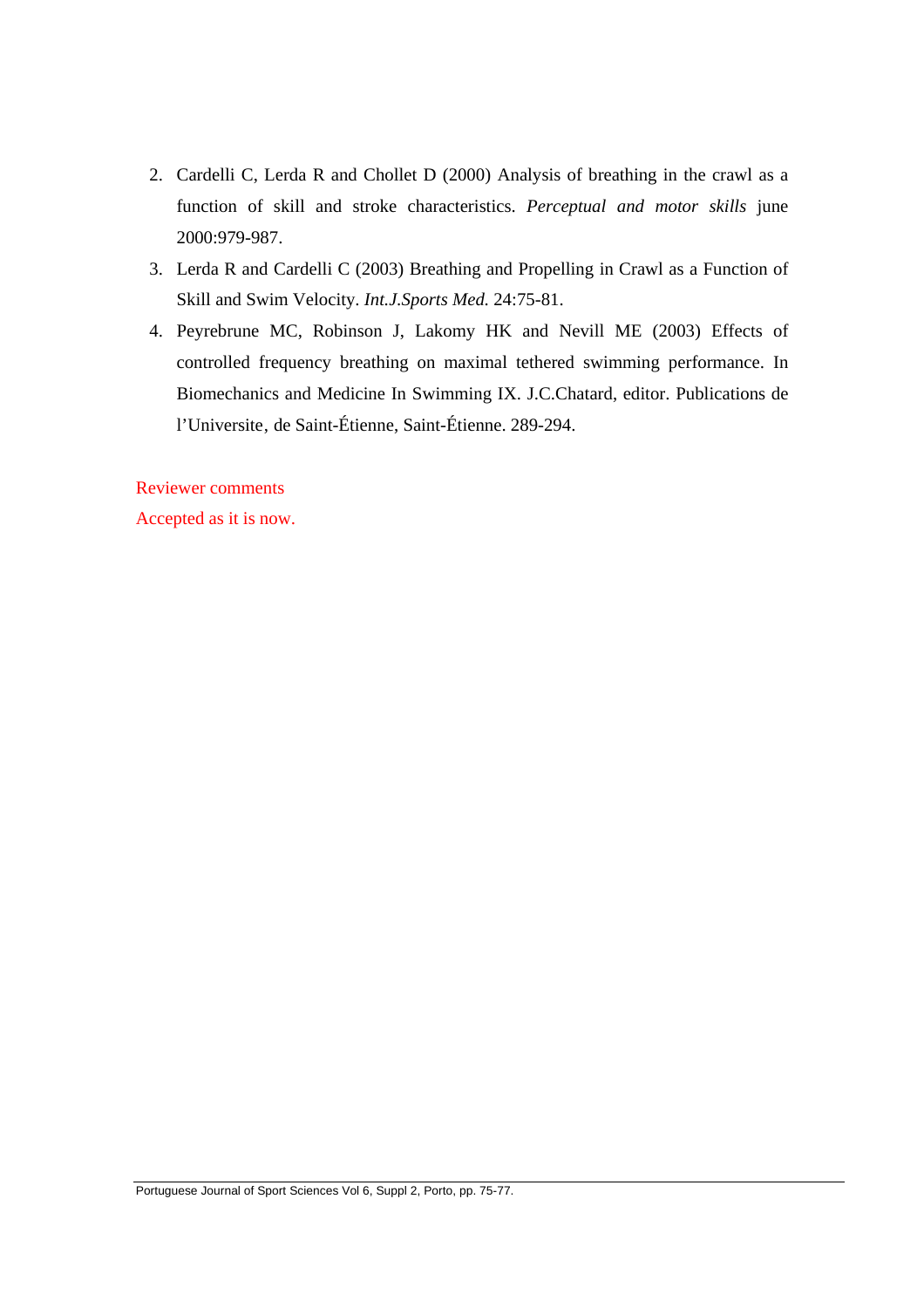2. Cardelli C, Lerda R and Chollet D (2000) Analysis of breathing in the crawl as a function of skill and stroke characteristics. *Perceptual and motor skills* june 2000:979-987.
3. Lerda R and Cardelli C (2003) Breathing and Propelling in Crawl as a Function of Skill and Swim Velocity. *Int.J.Sports Med.* 24:75-81.
4. Peyrebrune MC, Robinson J, Lakomy HK and Nevill ME (2003) Effects of controlled frequency breathing on maximal tethered swimming performance. In Biomechanics and Medicine In Swimming IX. J.C.Chatard, editor. Publications de l'Universite, de Saint-Étienne, Saint-Étienne. 289-294.

Reviewer comments

Accepted as it is now.